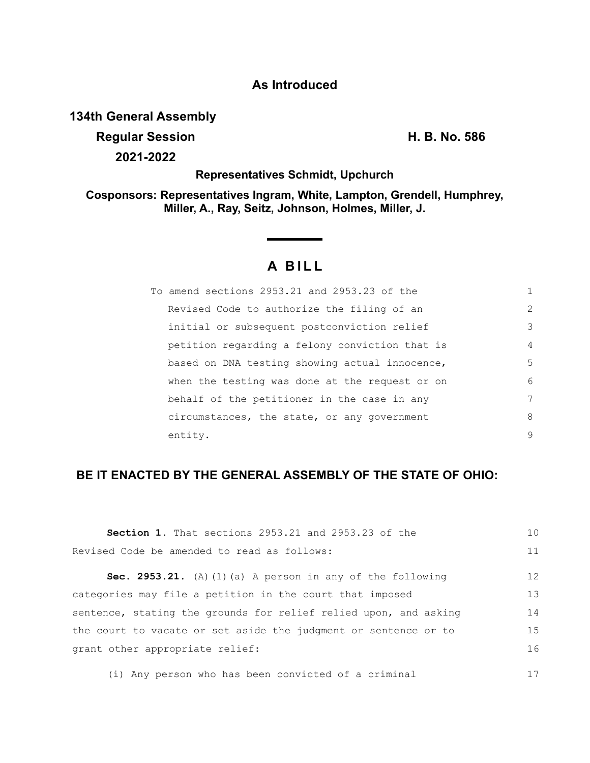**As Introduced**

**134th General Assembly**
**Regular Session** **H. B. No. 586**
**2021-2022**

**Representatives Schmidt, Upchurch**

**Cosponsors: Representatives Ingram, White, Lampton, Grendell, Humphrey, Miller, A., Ray, Seitz, Johnson, Holmes, Miller, J.**

# A BILL

To amend sections 2953.21 and 2953.23 of the Revised Code to authorize the filing of an initial or subsequent postconviction relief petition regarding a felony conviction that is based on DNA testing showing actual innocence, when the testing was done at the request or on behalf of the petitioner in the case in any circumstances, the state, or any government entity.

**BE IT ENACTED BY THE GENERAL ASSEMBLY OF THE STATE OF OHIO:**

**Section 1.** That sections 2953.21 and 2953.23 of the Revised Code be amended to read as follows:

**Sec. 2953.21.** (A)(1)(a) A person in any of the following categories may file a petition in the court that imposed sentence, stating the grounds for relief relied upon, and asking the court to vacate or set aside the judgment or sentence or to grant other appropriate relief:

(i) Any person who has been convicted of a criminal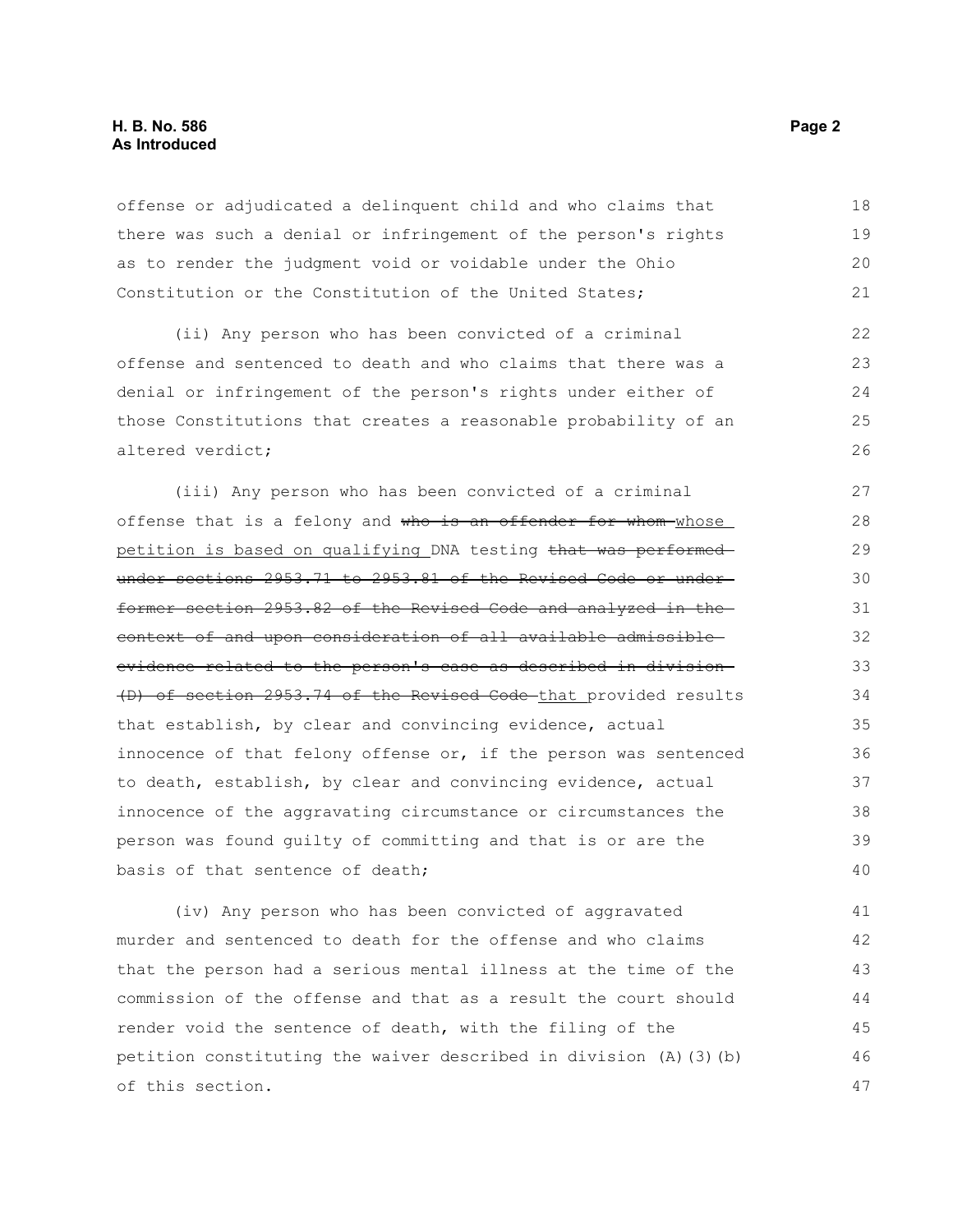offense or adjudicated a delinquent child and who claims that there was such a denial or infringement of the person's rights as to render the judgment void or voidable under the Ohio Constitution or the Constitution of the United States;

(ii) Any person who has been convicted of a criminal offense and sentenced to death and who claims that there was a denial or infringement of the person's rights under either of those Constitutions that creates a reasonable probability of an altered verdict;

(iii) Any person who has been convicted of a criminal offense that is a felony and ~~who is an offender for whom~~ <u>whose petition is based on qualifying</u> DNA testing ~~that was performed under sections 2953.71 to 2953.81 of the Revised Code or under former section 2953.82 of the Revised Code and analyzed in the context of and upon consideration of all available admissible evidence related to the person's case as described in division (D) of section 2953.74 of the Revised Code~~ <u>that</u> provided results that establish, by clear and convincing evidence, actual innocence of that felony offense or, if the person was sentenced to death, establish, by clear and convincing evidence, actual innocence of the aggravating circumstance or circumstances the person was found guilty of committing and that is or are the basis of that sentence of death;

(iv) Any person who has been convicted of aggravated murder and sentenced to death for the offense and who claims that the person had a serious mental illness at the time of the commission of the offense and that as a result the court should render void the sentence of death, with the filing of the petition constituting the waiver described in division (A)(3)(b) of this section.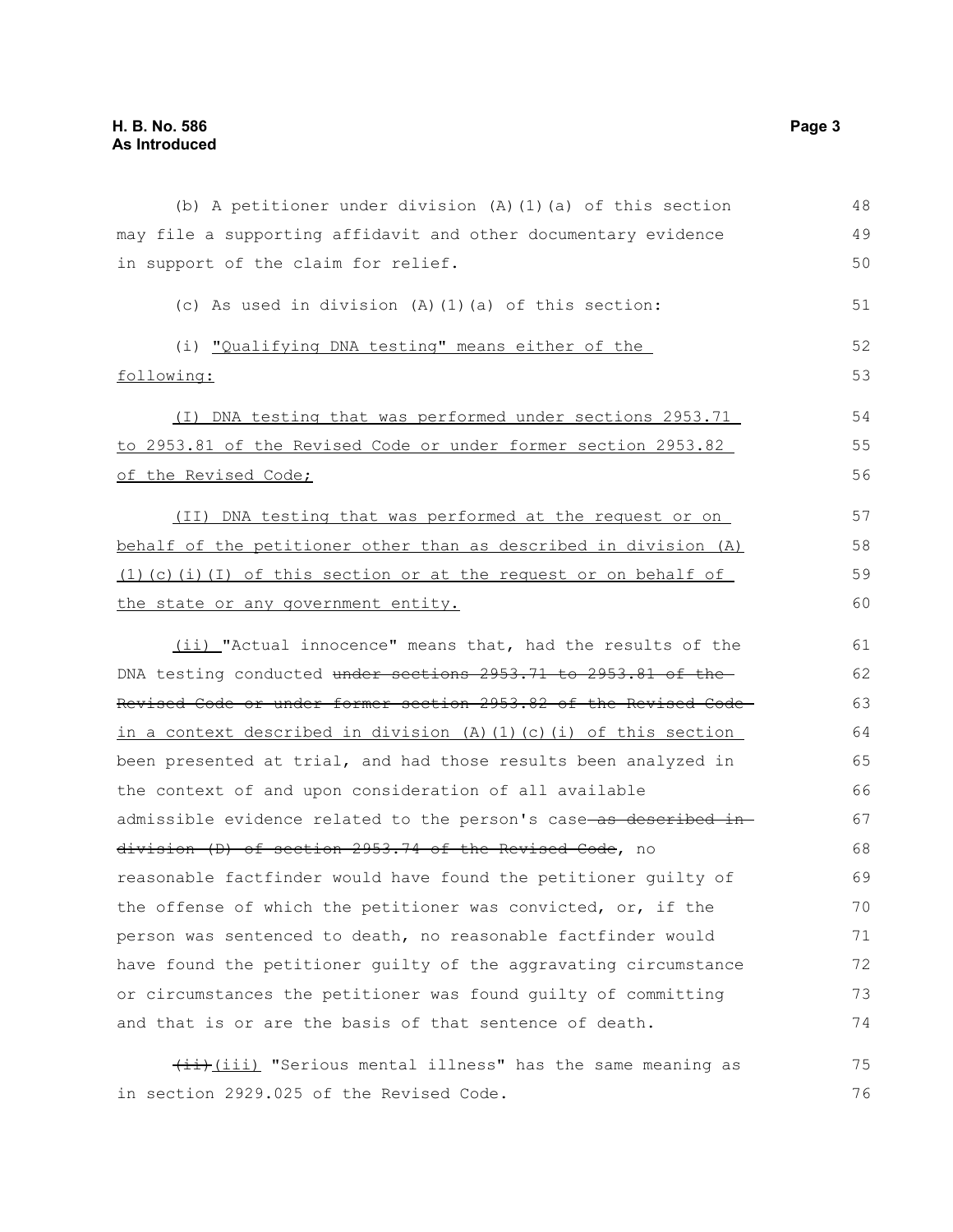(b) A petitioner under division (A)(1)(a) of this section may file a supporting affidavit and other documentary evidence in support of the claim for relief.

(c) As used in division (A)(1)(a) of this section:

(i) "Qualifying DNA testing" means either of the following:

(I) DNA testing that was performed under sections 2953.71 to 2953.81 of the Revised Code or under former section 2953.82 of the Revised Code;

(II) DNA testing that was performed at the request or on behalf of the petitioner other than as described in division (A)(1)(c)(i)(I) of this section or at the request or on behalf of the state or any government entity.

(ii) "Actual innocence" means that, had the results of the DNA testing conducted ~~under sections 2953.71 to 2953.81 of the Revised Code or under former section 2953.82 of the Revised Code~~ in a context described in division (A)(1)(c)(i) of this section been presented at trial, and had those results been analyzed in the context of and upon consideration of all available admissible evidence related to the person's case ~~as described in division (D) of section 2953.74 of the Revised Code~~, no reasonable factfinder would have found the petitioner guilty of the offense of which the petitioner was convicted, or, if the person was sentenced to death, no reasonable factfinder would have found the petitioner guilty of the aggravating circumstance or circumstances the petitioner was found guilty of committing and that is or are the basis of that sentence of death.

~~(ii)~~ (iii) "Serious mental illness" has the same meaning as in section 2929.025 of the Revised Code.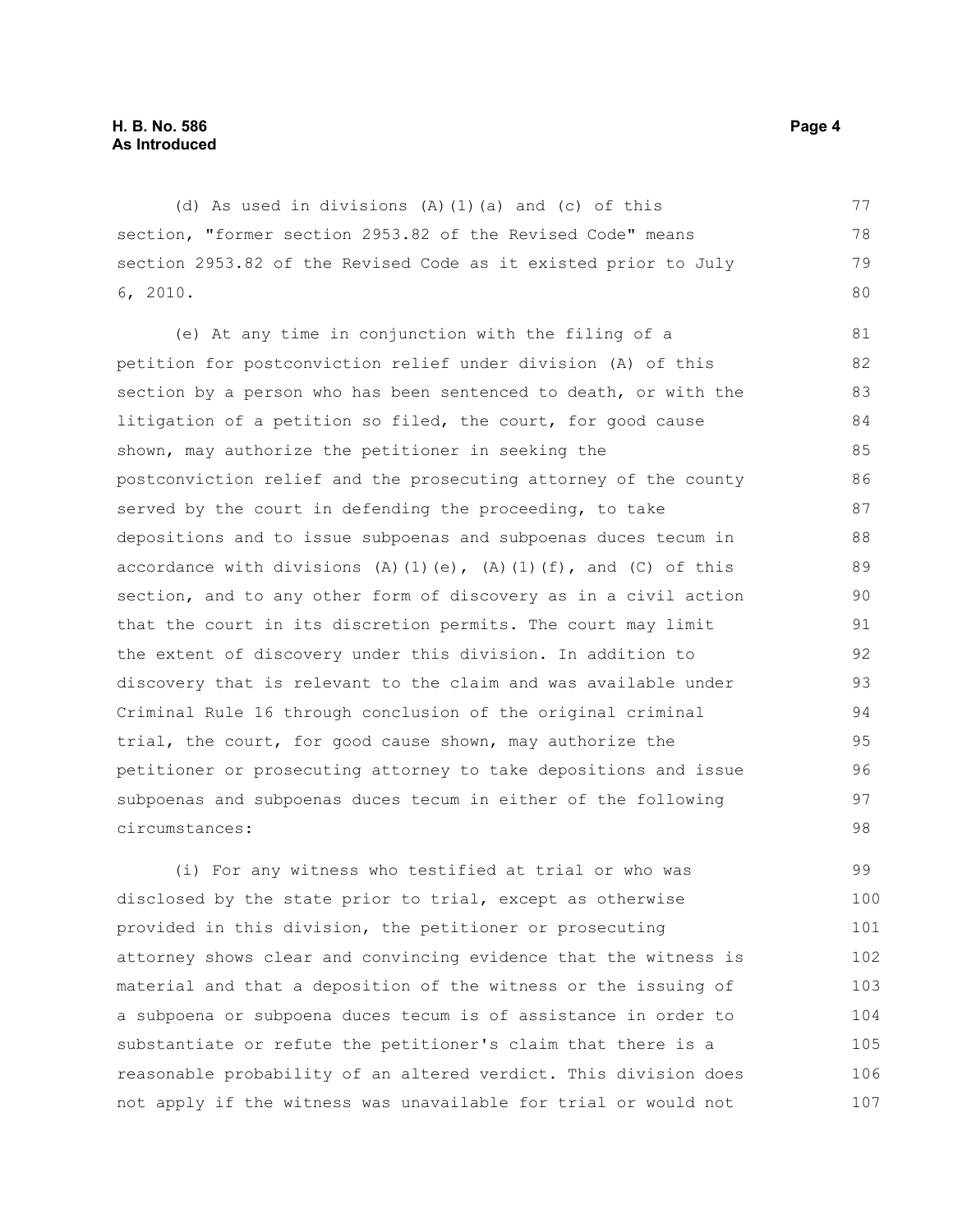(d) As used in divisions (A)(1)(a) and (c) of this section, "former section 2953.82 of the Revised Code" means section 2953.82 of the Revised Code as it existed prior to July 6, 2010.

(e) At any time in conjunction with the filing of a petition for postconviction relief under division (A) of this section by a person who has been sentenced to death, or with the litigation of a petition so filed, the court, for good cause shown, may authorize the petitioner in seeking the postconviction relief and the prosecuting attorney of the county served by the court in defending the proceeding, to take depositions and to issue subpoenas and subpoenas duces tecum in accordance with divisions (A)(1)(e), (A)(1)(f), and (C) of this section, and to any other form of discovery as in a civil action that the court in its discretion permits. The court may limit the extent of discovery under this division. In addition to discovery that is relevant to the claim and was available under Criminal Rule 16 through conclusion of the original criminal trial, the court, for good cause shown, may authorize the petitioner or prosecuting attorney to take depositions and issue subpoenas and subpoenas duces tecum in either of the following circumstances:

(i) For any witness who testified at trial or who was disclosed by the state prior to trial, except as otherwise provided in this division, the petitioner or prosecuting attorney shows clear and convincing evidence that the witness is material and that a deposition of the witness or the issuing of a subpoena or subpoena duces tecum is of assistance in order to substantiate or refute the petitioner's claim that there is a reasonable probability of an altered verdict. This division does not apply if the witness was unavailable for trial or would not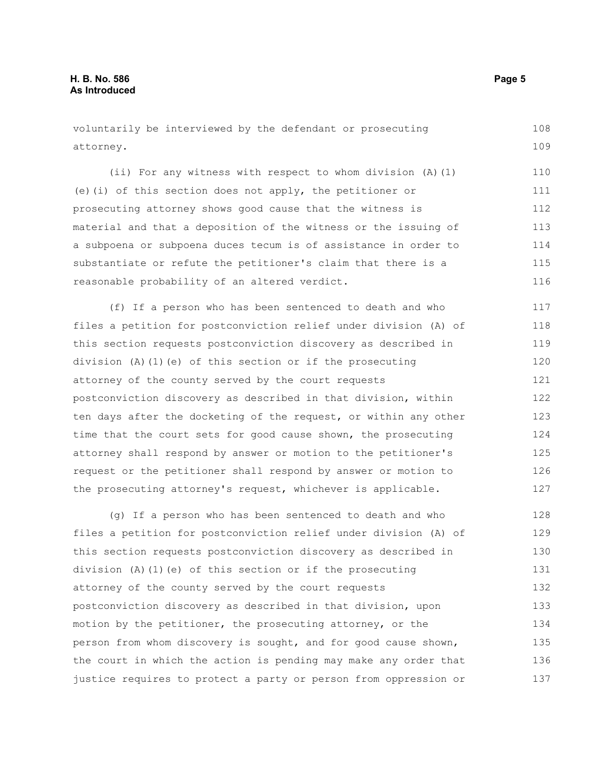voluntarily be interviewed by the defendant or prosecuting attorney.

(ii) For any witness with respect to whom division (A)(1)(e)(i) of this section does not apply, the petitioner or prosecuting attorney shows good cause that the witness is material and that a deposition of the witness or the issuing of a subpoena or subpoena duces tecum is of assistance in order to substantiate or refute the petitioner's claim that there is a reasonable probability of an altered verdict.

(f) If a person who has been sentenced to death and who files a petition for postconviction relief under division (A) of this section requests postconviction discovery as described in division (A)(1)(e) of this section or if the prosecuting attorney of the county served by the court requests postconviction discovery as described in that division, within ten days after the docketing of the request, or within any other time that the court sets for good cause shown, the prosecuting attorney shall respond by answer or motion to the petitioner's request or the petitioner shall respond by answer or motion to the prosecuting attorney's request, whichever is applicable.

(g) If a person who has been sentenced to death and who files a petition for postconviction relief under division (A) of this section requests postconviction discovery as described in division (A)(1)(e) of this section or if the prosecuting attorney of the county served by the court requests postconviction discovery as described in that division, upon motion by the petitioner, the prosecuting attorney, or the person from whom discovery is sought, and for good cause shown, the court in which the action is pending may make any order that justice requires to protect a party or person from oppression or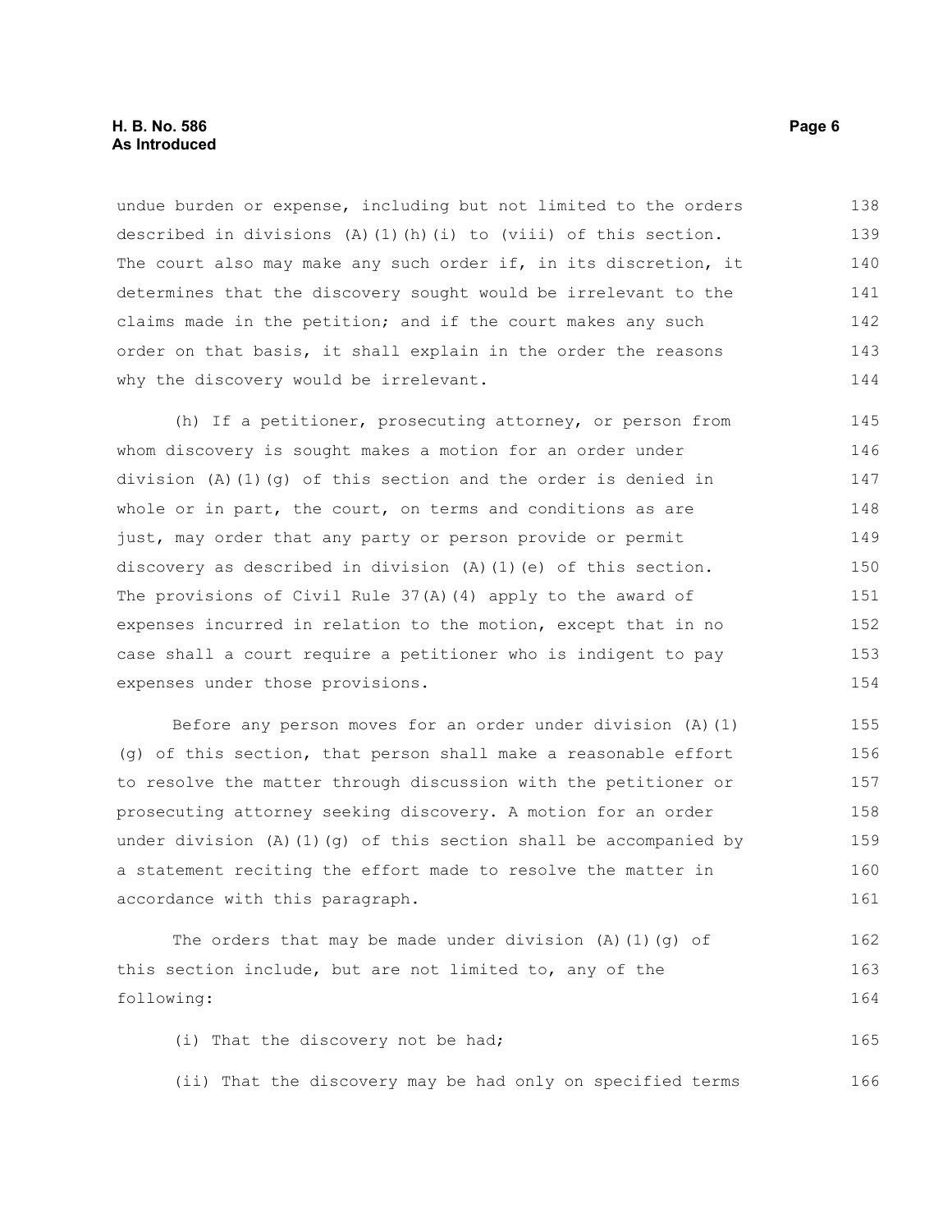undue burden or expense, including but not limited to the orders described in divisions (A)(1)(h)(i) to (viii) of this section. The court also may make any such order if, in its discretion, it determines that the discovery sought would be irrelevant to the claims made in the petition; and if the court makes any such order on that basis, it shall explain in the order the reasons why the discovery would be irrelevant.

(h) If a petitioner, prosecuting attorney, or person from whom discovery is sought makes a motion for an order under division (A)(1)(g) of this section and the order is denied in whole or in part, the court, on terms and conditions as are just, may order that any party or person provide or permit discovery as described in division (A)(1)(e) of this section. The provisions of Civil Rule 37(A)(4) apply to the award of expenses incurred in relation to the motion, except that in no case shall a court require a petitioner who is indigent to pay expenses under those provisions.

Before any person moves for an order under division (A)(1)(g) of this section, that person shall make a reasonable effort to resolve the matter through discussion with the petitioner or prosecuting attorney seeking discovery. A motion for an order under division (A)(1)(g) of this section shall be accompanied by a statement reciting the effort made to resolve the matter in accordance with this paragraph.

The orders that may be made under division (A)(1)(g) of this section include, but are not limited to, any of the following:

(i) That the discovery not be had;

(ii) That the discovery may be had only on specified terms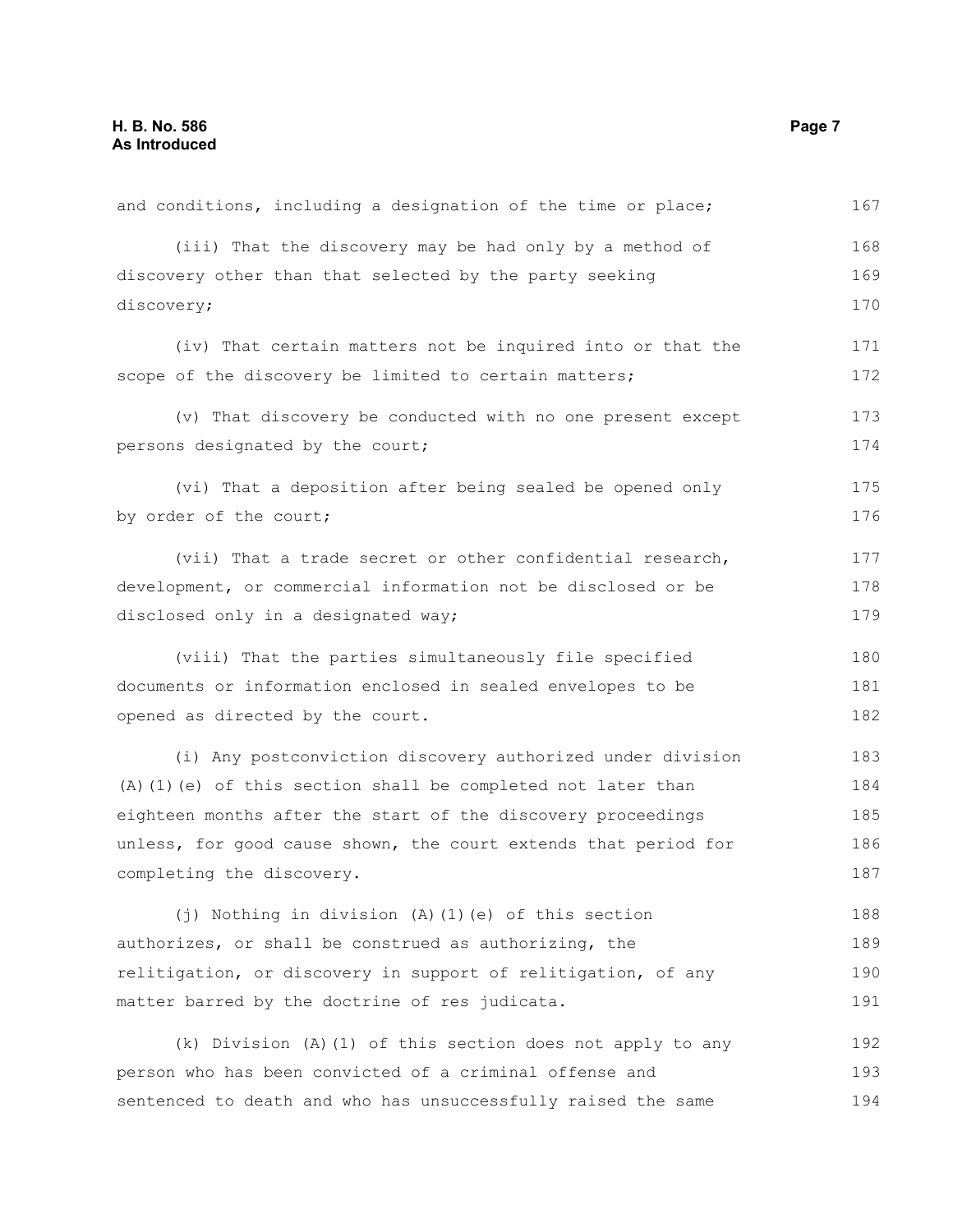and conditions, including a designation of the time or place;

(iii) That the discovery may be had only by a method of discovery other than that selected by the party seeking discovery;

(iv) That certain matters not be inquired into or that the scope of the discovery be limited to certain matters;

(v) That discovery be conducted with no one present except persons designated by the court;

(vi) That a deposition after being sealed be opened only by order of the court;

(vii) That a trade secret or other confidential research, development, or commercial information not be disclosed or be disclosed only in a designated way;

(viii) That the parties simultaneously file specified documents or information enclosed in sealed envelopes to be opened as directed by the court.

(i) Any postconviction discovery authorized under division (A)(1)(e) of this section shall be completed not later than eighteen months after the start of the discovery proceedings unless, for good cause shown, the court extends that period for completing the discovery.

(j) Nothing in division (A)(1)(e) of this section authorizes, or shall be construed as authorizing, the relitigation, or discovery in support of relitigation, of any matter barred by the doctrine of res judicata.

(k) Division (A)(1) of this section does not apply to any person who has been convicted of a criminal offense and sentenced to death and who has unsuccessfully raised the same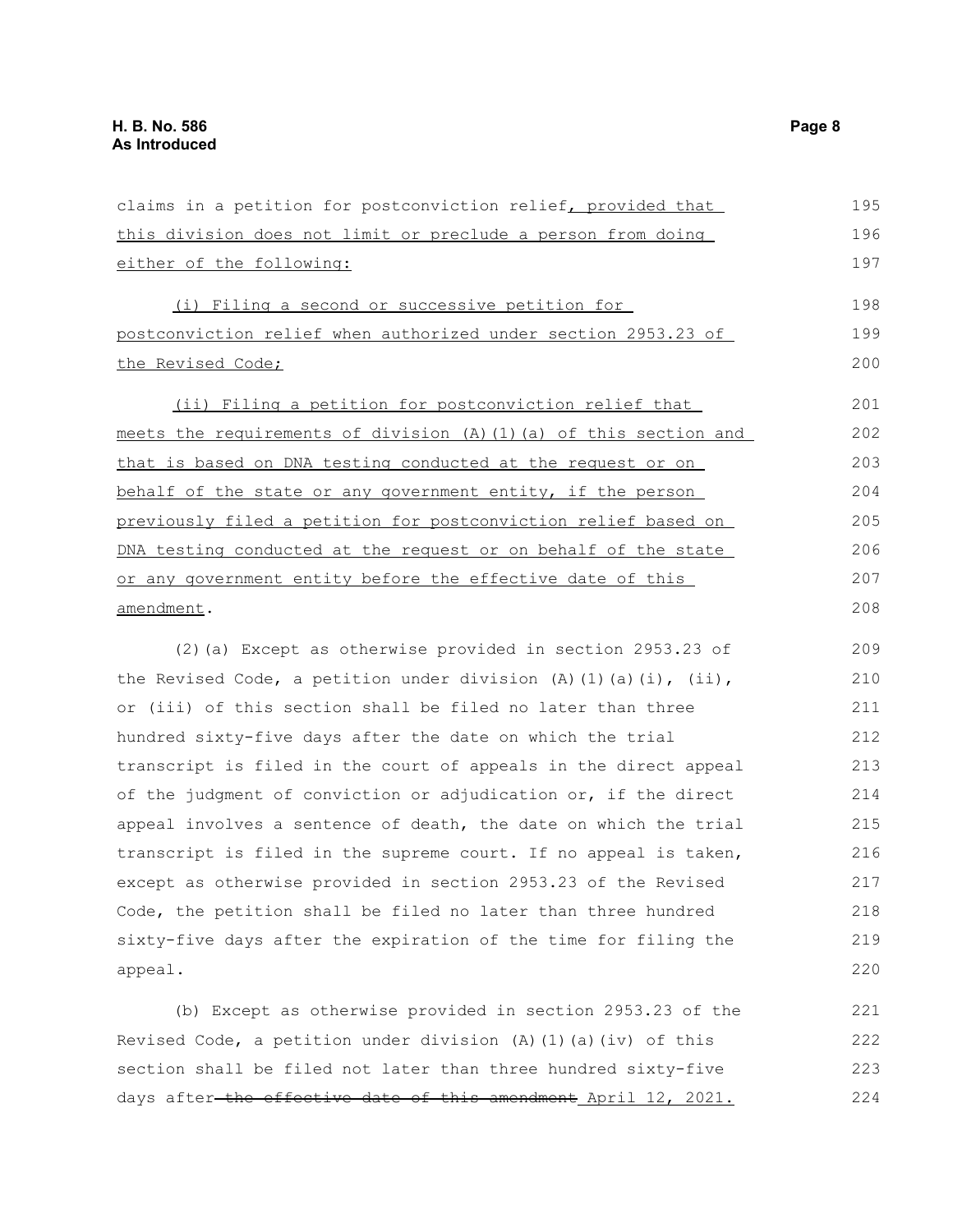claims in a petition for postconviction relief, provided that this division does not limit or preclude a person from doing either of the following:

(i) Filing a second or successive petition for postconviction relief when authorized under section 2953.23 of the Revised Code;

(ii) Filing a petition for postconviction relief that meets the requirements of division (A)(1)(a) of this section and that is based on DNA testing conducted at the request or on behalf of the state or any government entity, if the person previously filed a petition for postconviction relief based on DNA testing conducted at the request or on behalf of the state or any government entity before the effective date of this amendment.

(2)(a) Except as otherwise provided in section 2953.23 of the Revised Code, a petition under division (A)(1)(a)(i), (ii), or (iii) of this section shall be filed no later than three hundred sixty-five days after the date on which the trial transcript is filed in the court of appeals in the direct appeal of the judgment of conviction or adjudication or, if the direct appeal involves a sentence of death, the date on which the trial transcript is filed in the supreme court. If no appeal is taken, except as otherwise provided in section 2953.23 of the Revised Code, the petition shall be filed no later than three hundred sixty-five days after the expiration of the time for filing the appeal.

(b) Except as otherwise provided in section 2953.23 of the Revised Code, a petition under division (A)(1)(a)(iv) of this section shall be filed not later than three hundred sixty-five days after ~~the effective date of this amendment~~ April 12, 2021.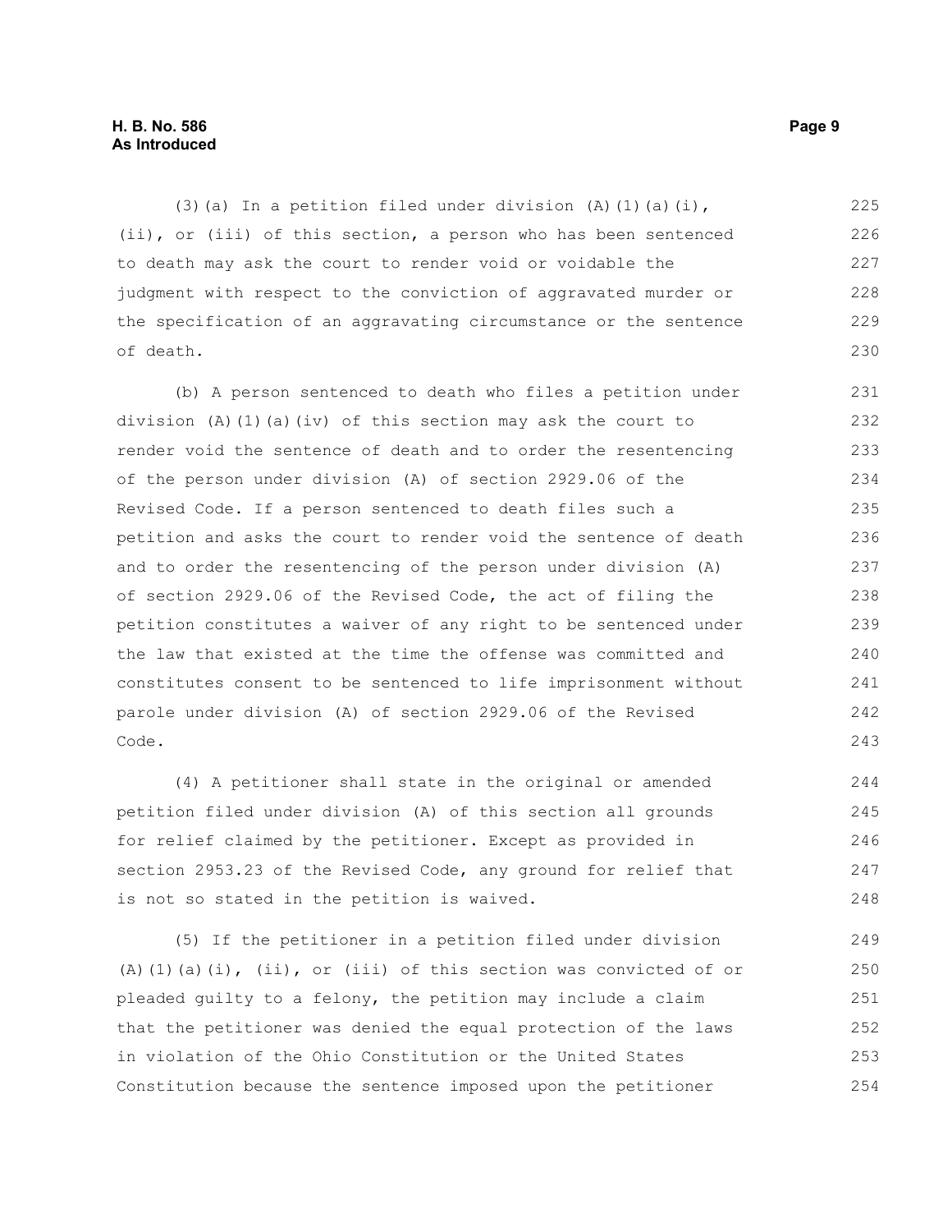(3)(a) In a petition filed under division (A)(1)(a)(i), (ii), or (iii) of this section, a person who has been sentenced to death may ask the court to render void or voidable the judgment with respect to the conviction of aggravated murder or the specification of an aggravating circumstance or the sentence of death.

(b) A person sentenced to death who files a petition under division (A)(1)(a)(iv) of this section may ask the court to render void the sentence of death and to order the resentencing of the person under division (A) of section 2929.06 of the Revised Code. If a person sentenced to death files such a petition and asks the court to render void the sentence of death and to order the resentencing of the person under division (A) of section 2929.06 of the Revised Code, the act of filing the petition constitutes a waiver of any right to be sentenced under the law that existed at the time the offense was committed and constitutes consent to be sentenced to life imprisonment without parole under division (A) of section 2929.06 of the Revised Code.

(4) A petitioner shall state in the original or amended petition filed under division (A) of this section all grounds for relief claimed by the petitioner. Except as provided in section 2953.23 of the Revised Code, any ground for relief that is not so stated in the petition is waived.

(5) If the petitioner in a petition filed under division (A)(1)(a)(i), (ii), or (iii) of this section was convicted of or pleaded guilty to a felony, the petition may include a claim that the petitioner was denied the equal protection of the laws in violation of the Ohio Constitution or the United States Constitution because the sentence imposed upon the petitioner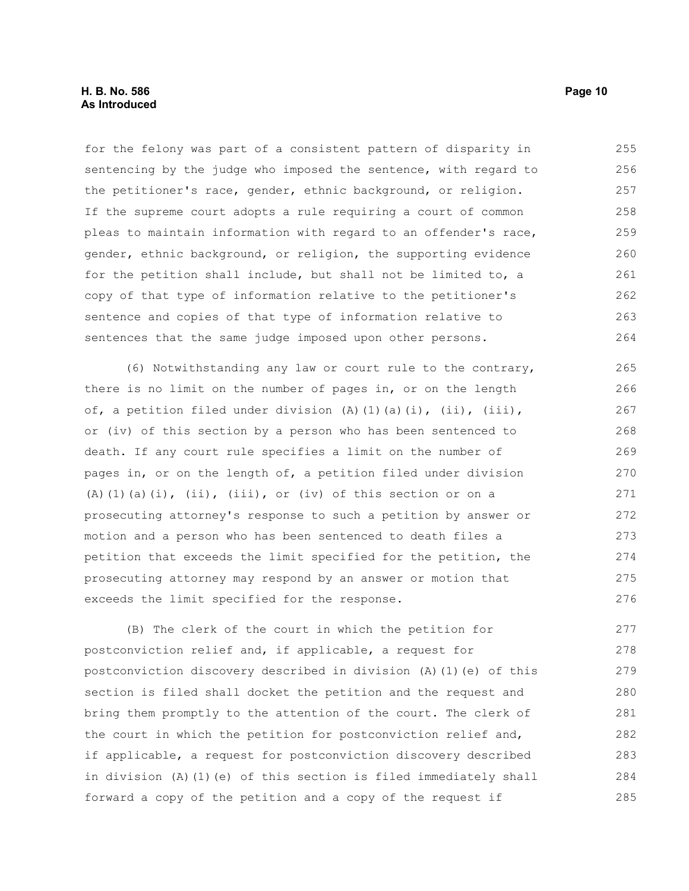for the felony was part of a consistent pattern of disparity in sentencing by the judge who imposed the sentence, with regard to the petitioner's race, gender, ethnic background, or religion. If the supreme court adopts a rule requiring a court of common pleas to maintain information with regard to an offender's race, gender, ethnic background, or religion, the supporting evidence for the petition shall include, but shall not be limited to, a copy of that type of information relative to the petitioner's sentence and copies of that type of information relative to sentences that the same judge imposed upon other persons.

(6) Notwithstanding any law or court rule to the contrary, there is no limit on the number of pages in, or on the length of, a petition filed under division (A)(1)(a)(i), (ii), (iii), or (iv) of this section by a person who has been sentenced to death. If any court rule specifies a limit on the number of pages in, or on the length of, a petition filed under division (A)(1)(a)(i), (ii), (iii), or (iv) of this section or on a prosecuting attorney's response to such a petition by answer or motion and a person who has been sentenced to death files a petition that exceeds the limit specified for the petition, the prosecuting attorney may respond by an answer or motion that exceeds the limit specified for the response.

(B) The clerk of the court in which the petition for postconviction relief and, if applicable, a request for postconviction discovery described in division (A)(1)(e) of this section is filed shall docket the petition and the request and bring them promptly to the attention of the court. The clerk of the court in which the petition for postconviction relief and, if applicable, a request for postconviction discovery described in division (A)(1)(e) of this section is filed immediately shall forward a copy of the petition and a copy of the request if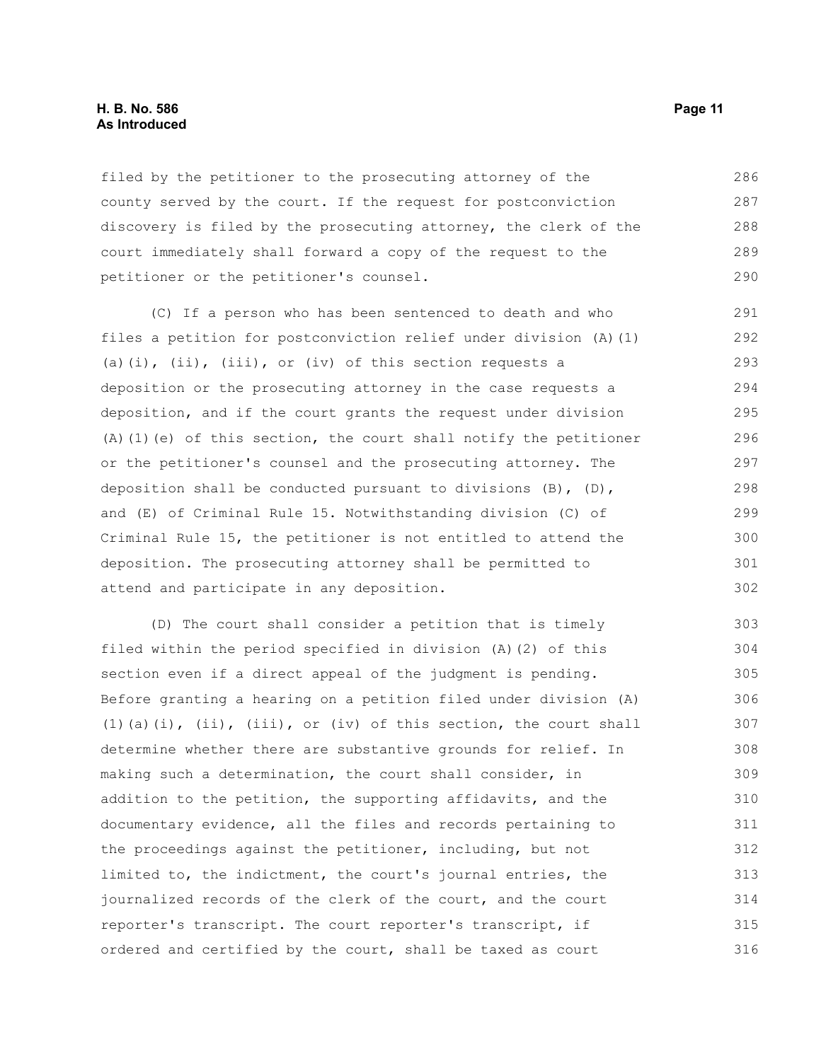filed by the petitioner to the prosecuting attorney of the county served by the court. If the request for postconviction discovery is filed by the prosecuting attorney, the clerk of the court immediately shall forward a copy of the request to the petitioner or the petitioner's counsel.

(C) If a person who has been sentenced to death and who files a petition for postconviction relief under division (A)(1)(a)(i), (ii), (iii), or (iv) of this section requests a deposition or the prosecuting attorney in the case requests a deposition, and if the court grants the request under division (A)(1)(e) of this section, the court shall notify the petitioner or the petitioner's counsel and the prosecuting attorney. The deposition shall be conducted pursuant to divisions (B), (D), and (E) of Criminal Rule 15. Notwithstanding division (C) of Criminal Rule 15, the petitioner is not entitled to attend the deposition. The prosecuting attorney shall be permitted to attend and participate in any deposition.

(D) The court shall consider a petition that is timely filed within the period specified in division (A)(2) of this section even if a direct appeal of the judgment is pending. Before granting a hearing on a petition filed under division (A)(1)(a)(i), (ii), (iii), or (iv) of this section, the court shall determine whether there are substantive grounds for relief. In making such a determination, the court shall consider, in addition to the petition, the supporting affidavits, and the documentary evidence, all the files and records pertaining to the proceedings against the petitioner, including, but not limited to, the indictment, the court's journal entries, the journalized records of the clerk of the court, and the court reporter's transcript. The court reporter's transcript, if ordered and certified by the court, shall be taxed as court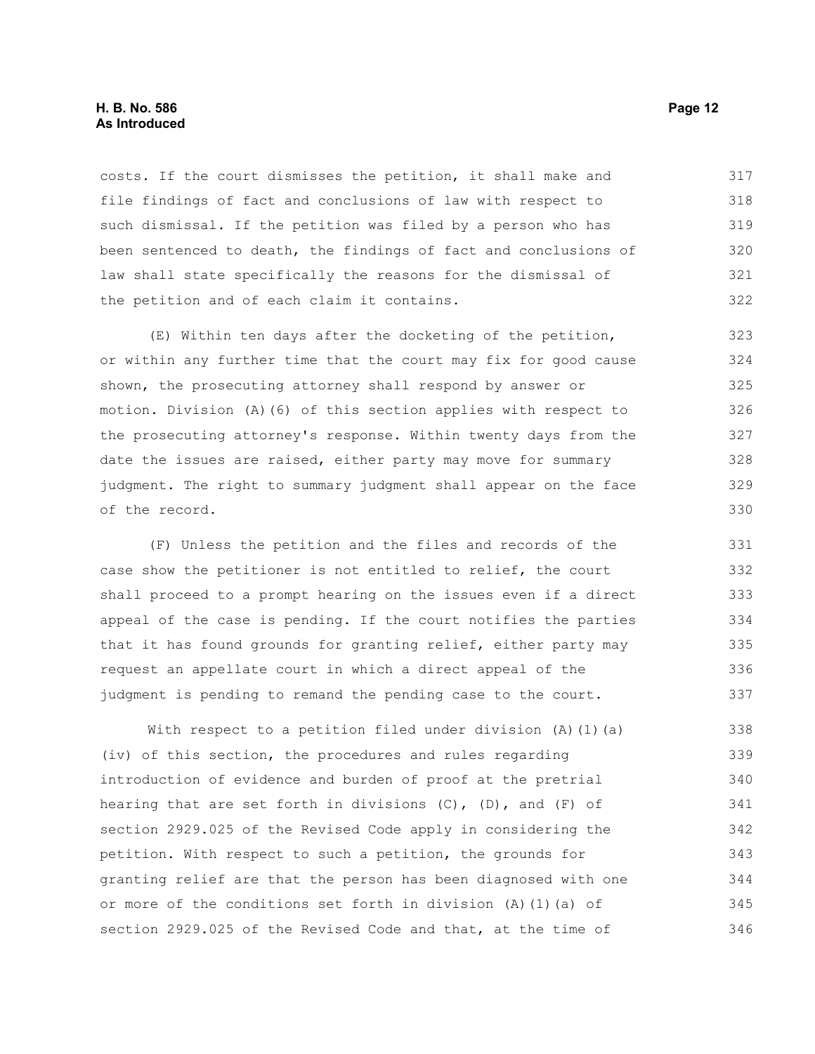costs. If the court dismisses the petition, it shall make and file findings of fact and conclusions of law with respect to such dismissal. If the petition was filed by a person who has been sentenced to death, the findings of fact and conclusions of law shall state specifically the reasons for the dismissal of the petition and of each claim it contains.

(E) Within ten days after the docketing of the petition, or within any further time that the court may fix for good cause shown, the prosecuting attorney shall respond by answer or motion. Division (A)(6) of this section applies with respect to the prosecuting attorney's response. Within twenty days from the date the issues are raised, either party may move for summary judgment. The right to summary judgment shall appear on the face of the record.

(F) Unless the petition and the files and records of the case show the petitioner is not entitled to relief, the court shall proceed to a prompt hearing on the issues even if a direct appeal of the case is pending. If the court notifies the parties that it has found grounds for granting relief, either party may request an appellate court in which a direct appeal of the judgment is pending to remand the pending case to the court.

With respect to a petition filed under division (A)(1)(a)(iv) of this section, the procedures and rules regarding introduction of evidence and burden of proof at the pretrial hearing that are set forth in divisions (C), (D), and (F) of section 2929.025 of the Revised Code apply in considering the petition. With respect to such a petition, the grounds for granting relief are that the person has been diagnosed with one or more of the conditions set forth in division (A)(1)(a) of section 2929.025 of the Revised Code and that, at the time of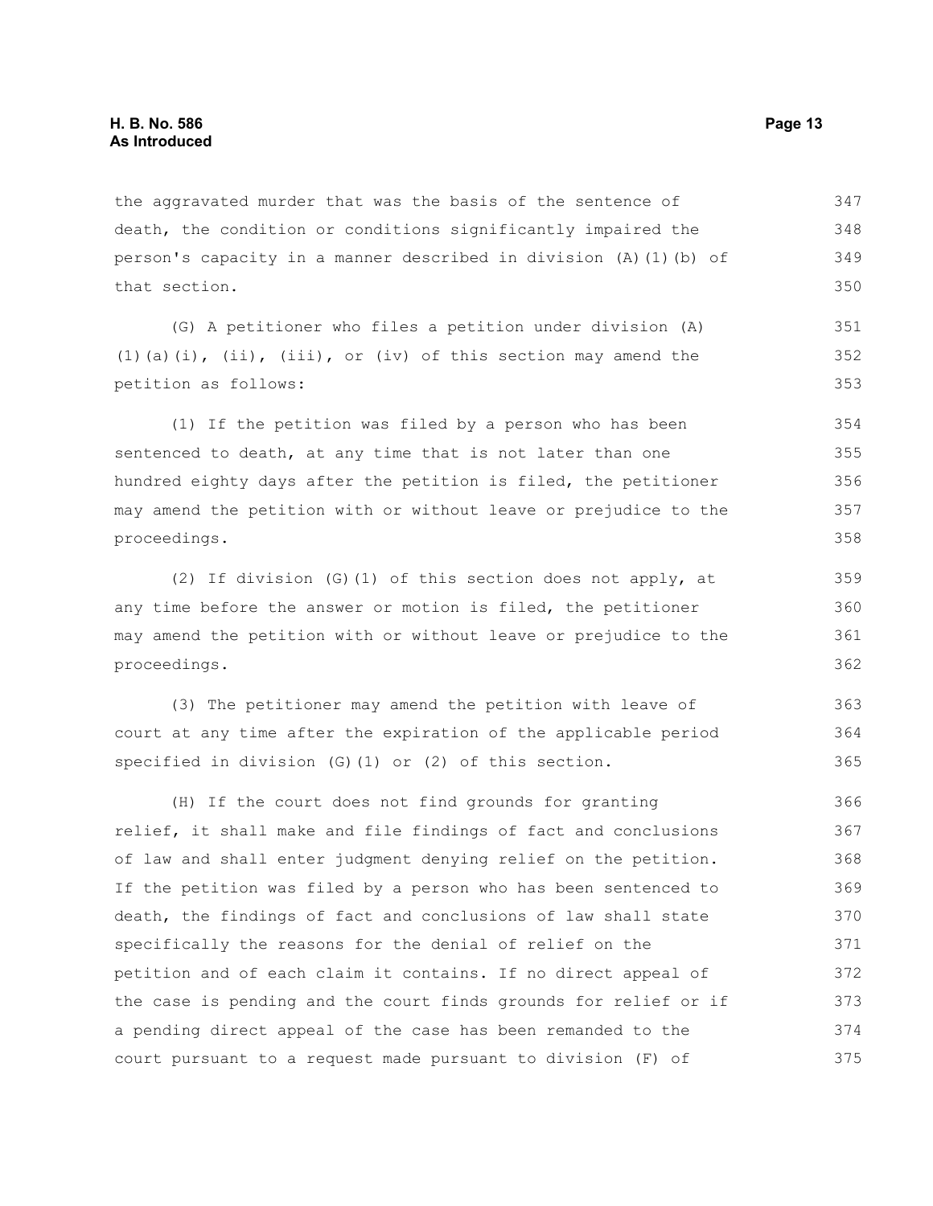the aggravated murder that was the basis of the sentence of death, the condition or conditions significantly impaired the person's capacity in a manner described in division (A)(1)(b) of that section.

(G) A petitioner who files a petition under division (A)(1)(a)(i), (ii), (iii), or (iv) of this section may amend the petition as follows:

(1) If the petition was filed by a person who has been sentenced to death, at any time that is not later than one hundred eighty days after the petition is filed, the petitioner may amend the petition with or without leave or prejudice to the proceedings.

(2) If division (G)(1) of this section does not apply, at any time before the answer or motion is filed, the petitioner may amend the petition with or without leave or prejudice to the proceedings.

(3) The petitioner may amend the petition with leave of court at any time after the expiration of the applicable period specified in division (G)(1) or (2) of this section.

(H) If the court does not find grounds for granting relief, it shall make and file findings of fact and conclusions of law and shall enter judgment denying relief on the petition. If the petition was filed by a person who has been sentenced to death, the findings of fact and conclusions of law shall state specifically the reasons for the denial of relief on the petition and of each claim it contains. If no direct appeal of the case is pending and the court finds grounds for relief or if a pending direct appeal of the case has been remanded to the court pursuant to a request made pursuant to division (F) of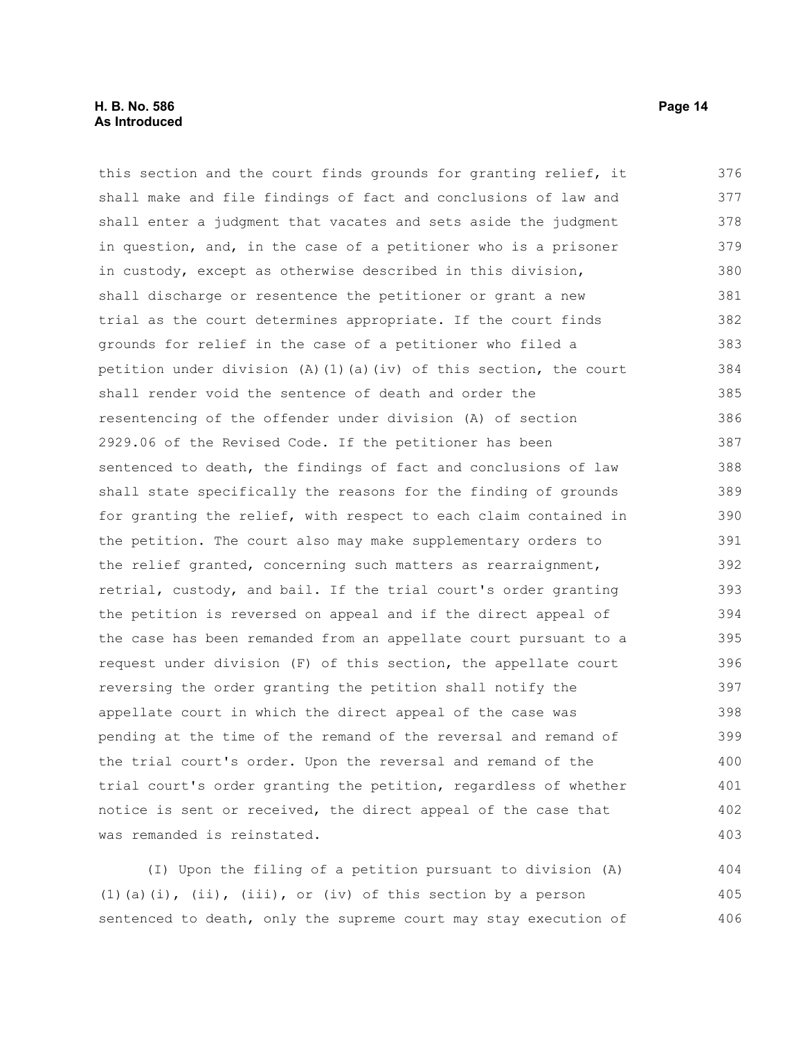this section and the court finds grounds for granting relief, it shall make and file findings of fact and conclusions of law and shall enter a judgment that vacates and sets aside the judgment in question, and, in the case of a petitioner who is a prisoner in custody, except as otherwise described in this division, shall discharge or resentence the petitioner or grant a new trial as the court determines appropriate. If the court finds grounds for relief in the case of a petitioner who filed a petition under division (A)(1)(a)(iv) of this section, the court shall render void the sentence of death and order the resentencing of the offender under division (A) of section 2929.06 of the Revised Code. If the petitioner has been sentenced to death, the findings of fact and conclusions of law shall state specifically the reasons for the finding of grounds for granting the relief, with respect to each claim contained in the petition. The court also may make supplementary orders to the relief granted, concerning such matters as rearraignment, retrial, custody, and bail. If the trial court's order granting the petition is reversed on appeal and if the direct appeal of the case has been remanded from an appellate court pursuant to a request under division (F) of this section, the appellate court reversing the order granting the petition shall notify the appellate court in which the direct appeal of the case was pending at the time of the remand of the reversal and remand of the trial court's order. Upon the reversal and remand of the trial court's order granting the petition, regardless of whether notice is sent or received, the direct appeal of the case that was remanded is reinstated.

(I) Upon the filing of a petition pursuant to division (A)(1)(a)(i), (ii), (iii), or (iv) of this section by a person sentenced to death, only the supreme court may stay execution of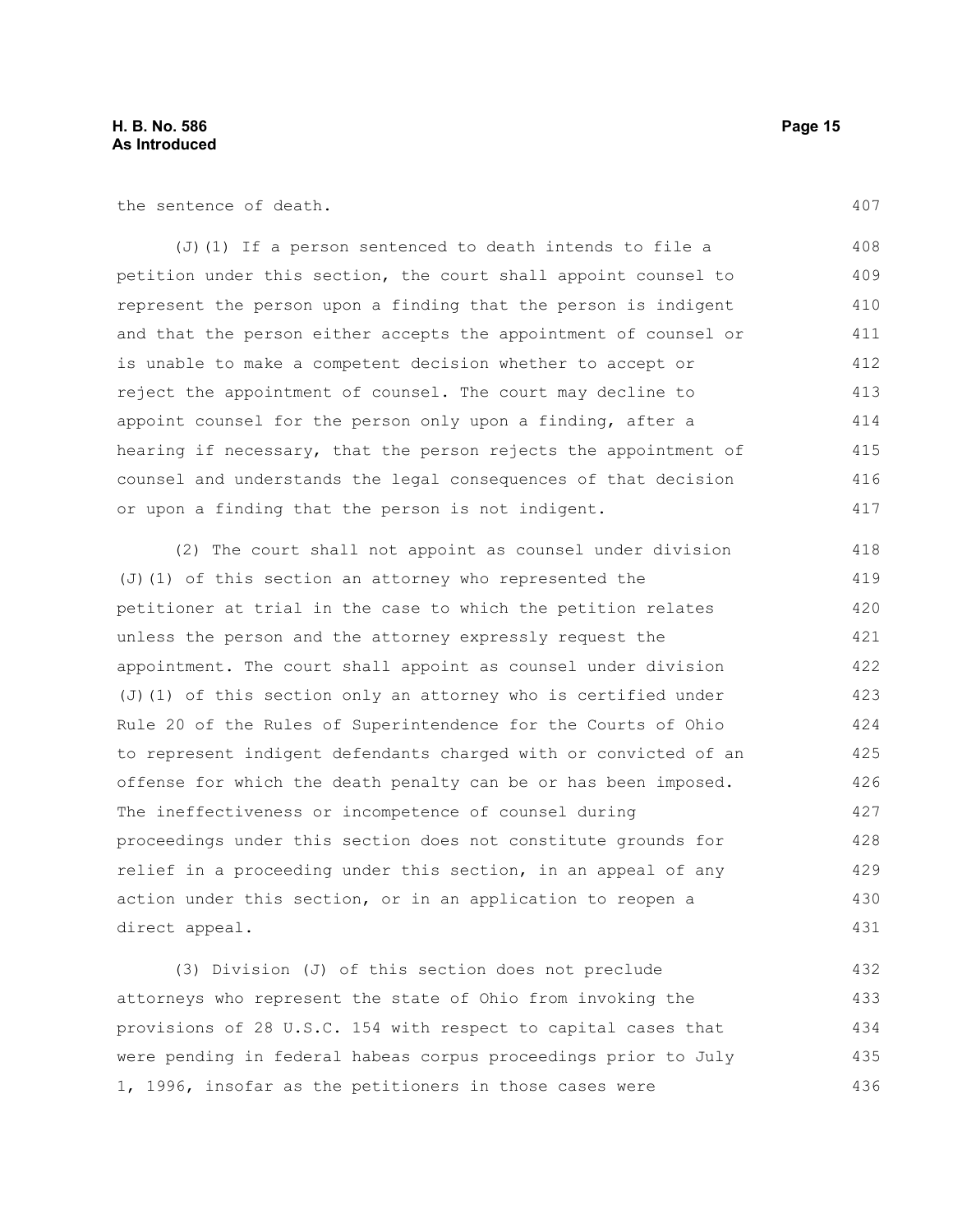the sentence of death.

(J)(1) If a person sentenced to death intends to file a petition under this section, the court shall appoint counsel to represent the person upon a finding that the person is indigent and that the person either accepts the appointment of counsel or is unable to make a competent decision whether to accept or reject the appointment of counsel. The court may decline to appoint counsel for the person only upon a finding, after a hearing if necessary, that the person rejects the appointment of counsel and understands the legal consequences of that decision or upon a finding that the person is not indigent.

(2) The court shall not appoint as counsel under division (J)(1) of this section an attorney who represented the petitioner at trial in the case to which the petition relates unless the person and the attorney expressly request the appointment. The court shall appoint as counsel under division (J)(1) of this section only an attorney who is certified under Rule 20 of the Rules of Superintendence for the Courts of Ohio to represent indigent defendants charged with or convicted of an offense for which the death penalty can be or has been imposed. The ineffectiveness or incompetence of counsel during proceedings under this section does not constitute grounds for relief in a proceeding under this section, in an appeal of any action under this section, or in an application to reopen a direct appeal.

(3) Division (J) of this section does not preclude attorneys who represent the state of Ohio from invoking the provisions of 28 U.S.C. 154 with respect to capital cases that were pending in federal habeas corpus proceedings prior to July 1, 1996, insofar as the petitioners in those cases were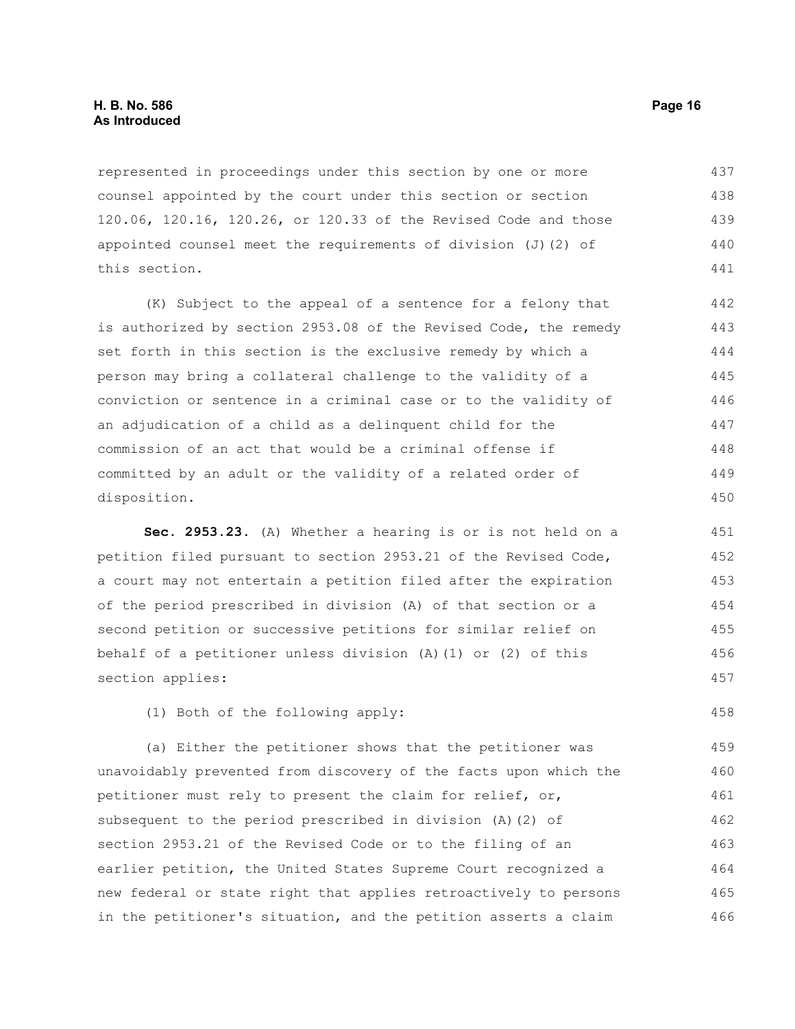represented in proceedings under this section by one or more counsel appointed by the court under this section or section 120.06, 120.16, 120.26, or 120.33 of the Revised Code and those appointed counsel meet the requirements of division (J)(2) of this section.

(K) Subject to the appeal of a sentence for a felony that is authorized by section 2953.08 of the Revised Code, the remedy set forth in this section is the exclusive remedy by which a person may bring a collateral challenge to the validity of a conviction or sentence in a criminal case or to the validity of an adjudication of a child as a delinquent child for the commission of an act that would be a criminal offense if committed by an adult or the validity of a related order of disposition.

**Sec. 2953.23.** (A) Whether a hearing is or is not held on a petition filed pursuant to section 2953.21 of the Revised Code, a court may not entertain a petition filed after the expiration of the period prescribed in division (A) of that section or a second petition or successive petitions for similar relief on behalf of a petitioner unless division (A)(1) or (2) of this section applies:

(1) Both of the following apply:

(a) Either the petitioner shows that the petitioner was unavoidably prevented from discovery of the facts upon which the petitioner must rely to present the claim for relief, or, subsequent to the period prescribed in division (A)(2) of section 2953.21 of the Revised Code or to the filing of an earlier petition, the United States Supreme Court recognized a new federal or state right that applies retroactively to persons in the petitioner's situation, and the petition asserts a claim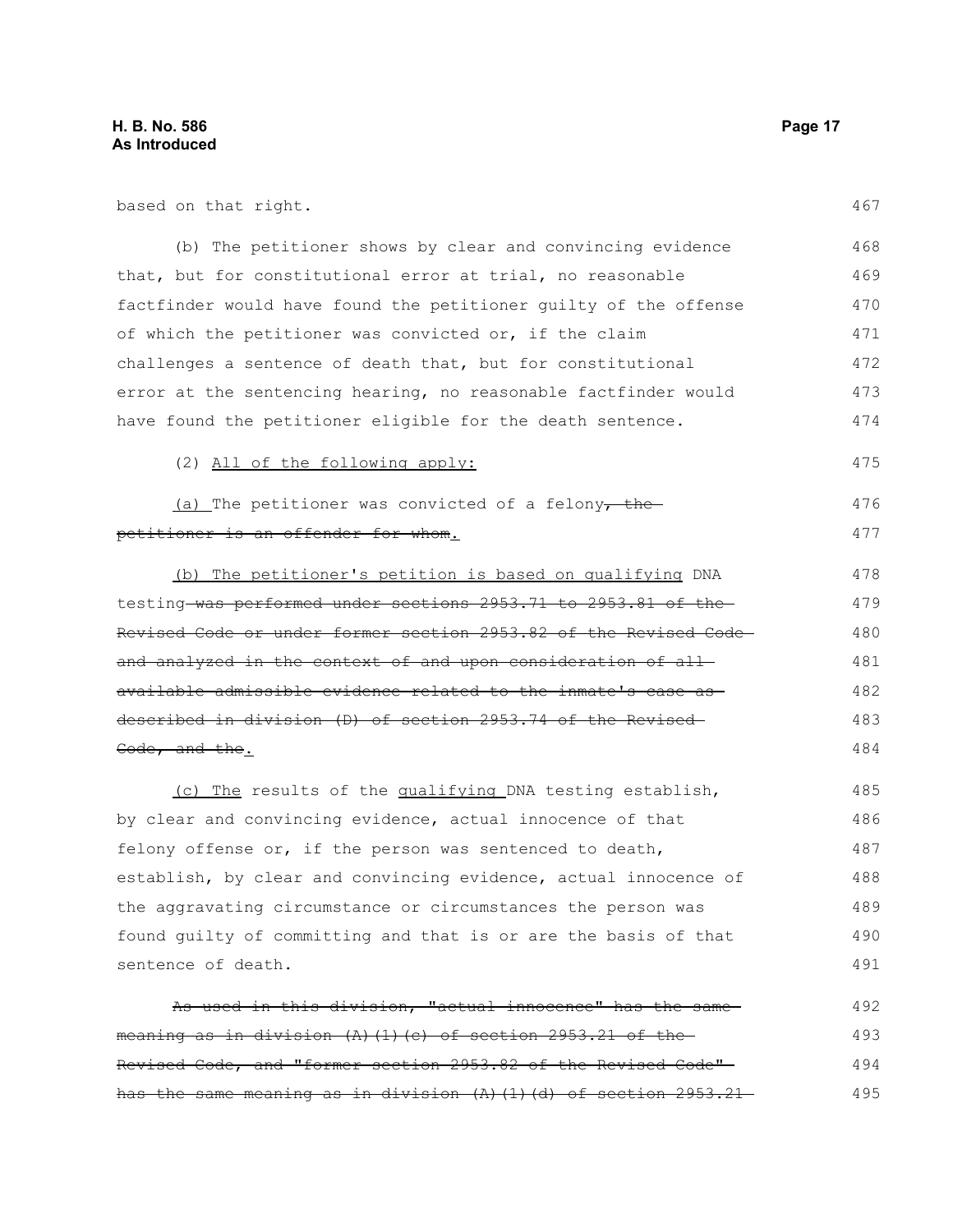based on that right.

(b) The petitioner shows by clear and convincing evidence that, but for constitutional error at trial, no reasonable factfinder would have found the petitioner guilty of the offense of which the petitioner was convicted or, if the claim challenges a sentence of death that, but for constitutional error at the sentencing hearing, no reasonable factfinder would have found the petitioner eligible for the death sentence.

(2) <u>All of the following apply:</u>

<u>(a)</u> The petitioner was convicted of a felony~~, the petitioner is an offender for whom~~<u>.</u>

<u>(b) The petitioner's petition is based on qualifying</u> DNA testing ~~was performed under sections 2953.71 to 2953.81 of the Revised Code or under former section 2953.82 of the Revised Code and analyzed in the context of and upon consideration of all available admissible evidence related to the inmate's case as described in division (D) of section 2953.74 of the Revised Code, and the~~<u>.</u>

<u>(c) The</u> results of the <u>qualifying</u> DNA testing establish, by clear and convincing evidence, actual innocence of that felony offense or, if the person was sentenced to death, establish, by clear and convincing evidence, actual innocence of the aggravating circumstance or circumstances the person was found guilty of committing and that is or are the basis of that sentence of death.

~~As used in this division, "actual innocence" has the same meaning as in division (A)(1)(c) of section 2953.21 of the Revised Code, and "former section 2953.82 of the Revised Code" has the same meaning as in division (A)(1)(d) of section 2953.21~~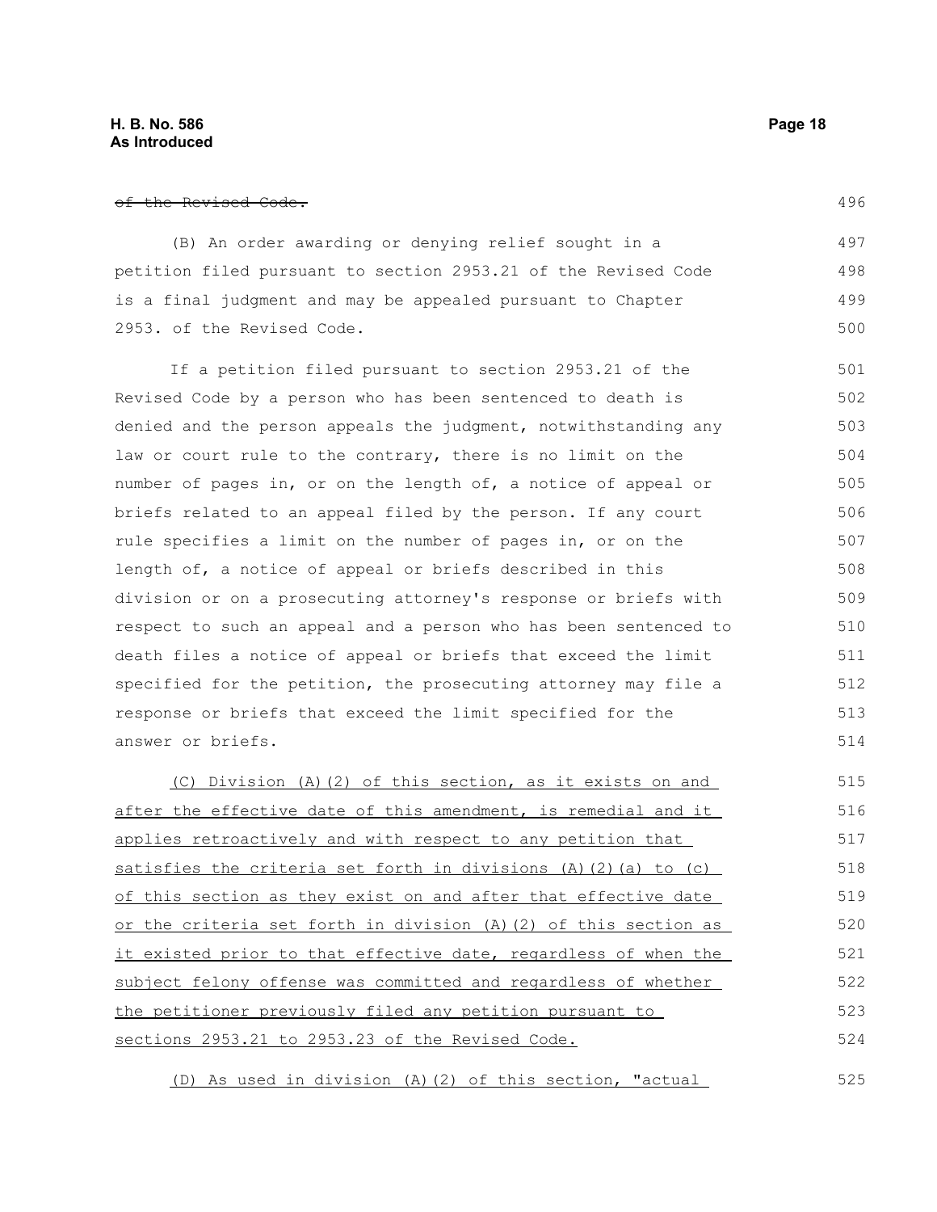~~of the Revised Code.~~

(B) An order awarding or denying relief sought in a petition filed pursuant to section 2953.21 of the Revised Code is a final judgment and may be appealed pursuant to Chapter 2953. of the Revised Code.

If a petition filed pursuant to section 2953.21 of the Revised Code by a person who has been sentenced to death is denied and the person appeals the judgment, notwithstanding any law or court rule to the contrary, there is no limit on the number of pages in, or on the length of, a notice of appeal or briefs related to an appeal filed by the person. If any court rule specifies a limit on the number of pages in, or on the length of, a notice of appeal or briefs described in this division or on a prosecuting attorney's response or briefs with respect to such an appeal and a person who has been sentenced to death files a notice of appeal or briefs that exceed the limit specified for the petition, the prosecuting attorney may file a response or briefs that exceed the limit specified for the answer or briefs.

<u>(C) Division (A)(2) of this section, as it exists on and after the effective date of this amendment, is remedial and it applies retroactively and with respect to any petition that satisfies the criteria set forth in divisions (A)(2)(a) to (c) of this section as they exist on and after that effective date or the criteria set forth in division (A)(2) of this section as it existed prior to that effective date, regardless of when the subject felony offense was committed and regardless of whether the petitioner previously filed any petition pursuant to sections 2953.21 to 2953.23 of the Revised Code.</u>

<u>(D) As used in division (A)(2) of this section, "actual</u>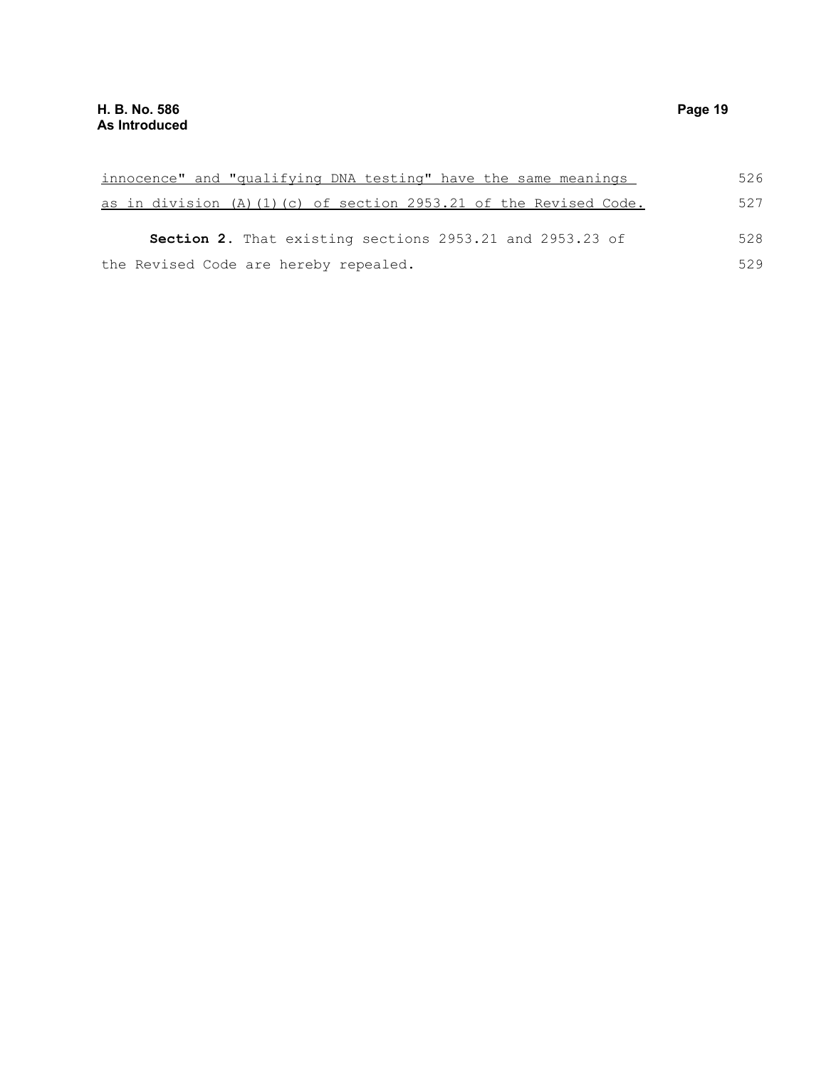innocence" and "qualifying DNA testing" have the same meanings as in division (A)(1)(c) of section 2953.21 of the Revised Code.

**Section 2.** That existing sections 2953.21 and 2953.23 of the Revised Code are hereby repealed.